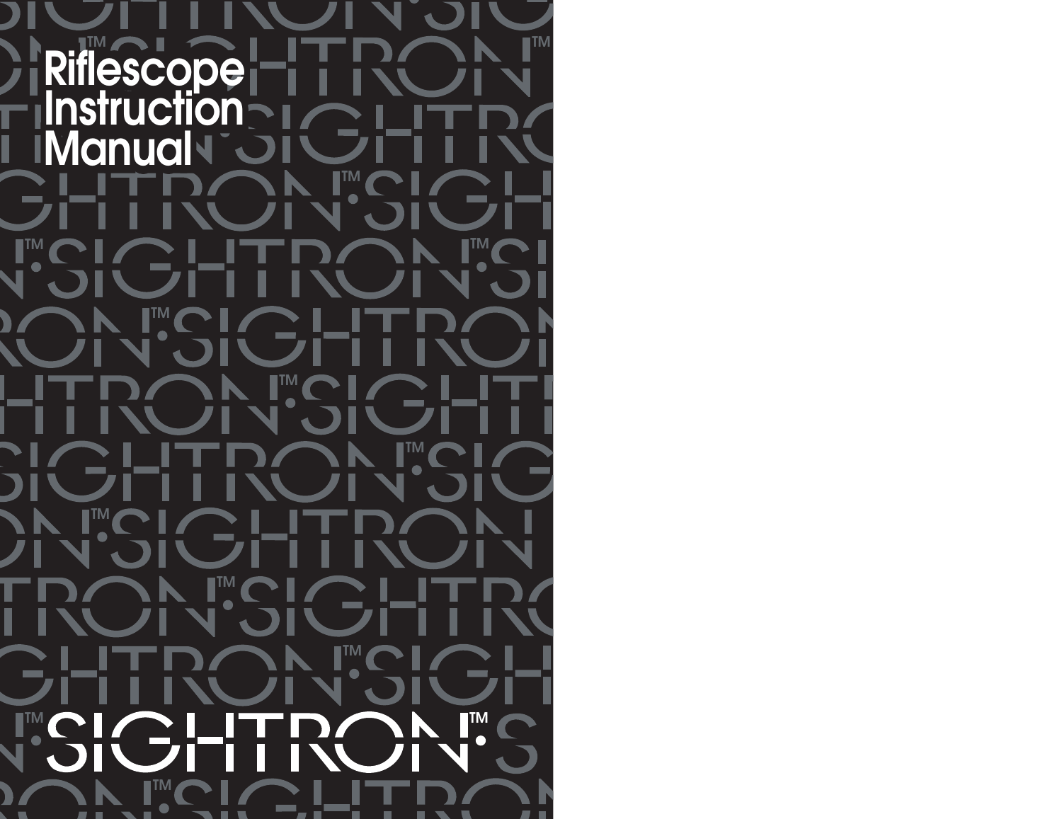# Riflescope Instruction Manual

SIGHTRON™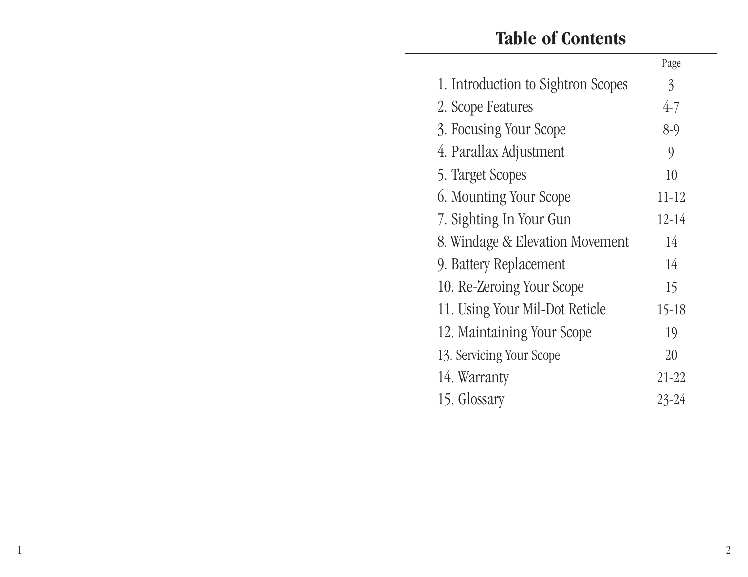# Table of Contents

| | Page |
|---|---|
| 1. Introduction to Sightron Scopes | 3 |
| 2. Scope Features | 4-7 |
| 3. Focusing Your Scope | 8-9 |
| 4. Parallax Adjustment | 9 |
| 5. Target Scopes | 10 |
| 6. Mounting Your Scope | 11-12 |
| 7. Sighting In Your Gun | 12-14 |
| 8. Windage & Elevation Movement | 14 |
| 9. Battery Replacement | 14 |
| 10. Re-Zeroing Your Scope | 15 |
| 11. Using Your Mil-Dot Reticle | 15-18 |
| 12. Maintaining Your Scope | 19 |
| 13. Servicing Your Scope | 20 |
| 14. Warranty | 21-22 |
| 15. Glossary | 23-24 |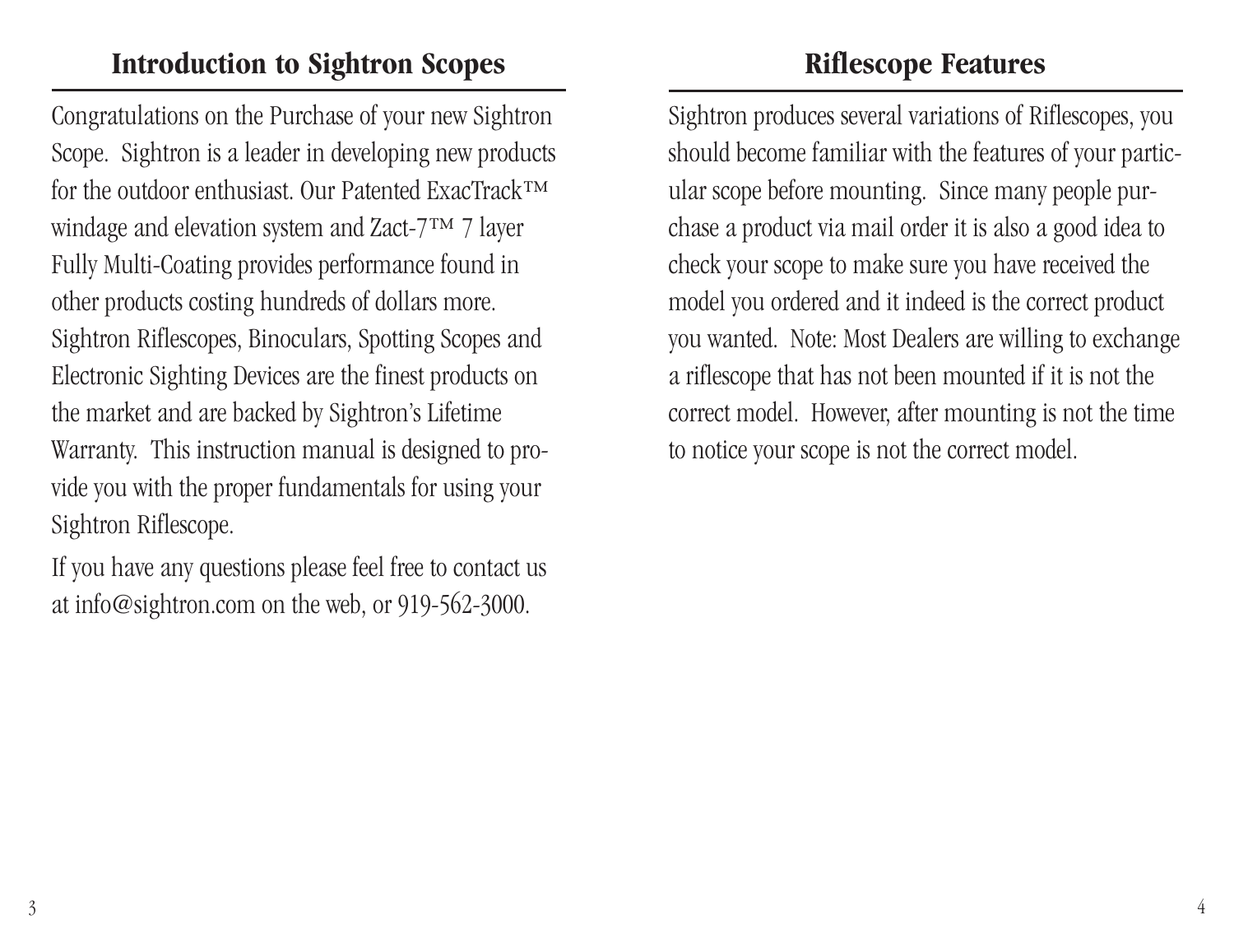## Introduction to Sightron Scopes

Congratulations on the Purchase of your new Sightron Scope. Sightron is a leader in developing new products for the outdoor enthusiast. Our Patented ExacTrack™ windage and elevation system and Zact-7™ 7 layer Fully Multi-Coating provides performance found in other products costing hundreds of dollars more. Sightron Riflescopes, Binoculars, Spotting Scopes and Electronic Sighting Devices are the finest products on the market and are backed by Sightron's Lifetime Warranty. This instruction manual is designed to provide you with the proper fundamentals for using your Sightron Riflescope.

If you have any questions please feel free to contact us at info@sightron.com on the web, or 919-562-3000.

## Riflescope Features

Sightron produces several variations of Riflescopes, you should become familiar with the features of your particular scope before mounting. Since many people purchase a product via mail order it is also a good idea to check your scope to make sure you have received the model you ordered and it indeed is the correct product you wanted. Note: Most Dealers are willing to exchange a riflescope that has not been mounted if it is not the correct model. However, after mounting is not the time to notice your scope is not the correct model.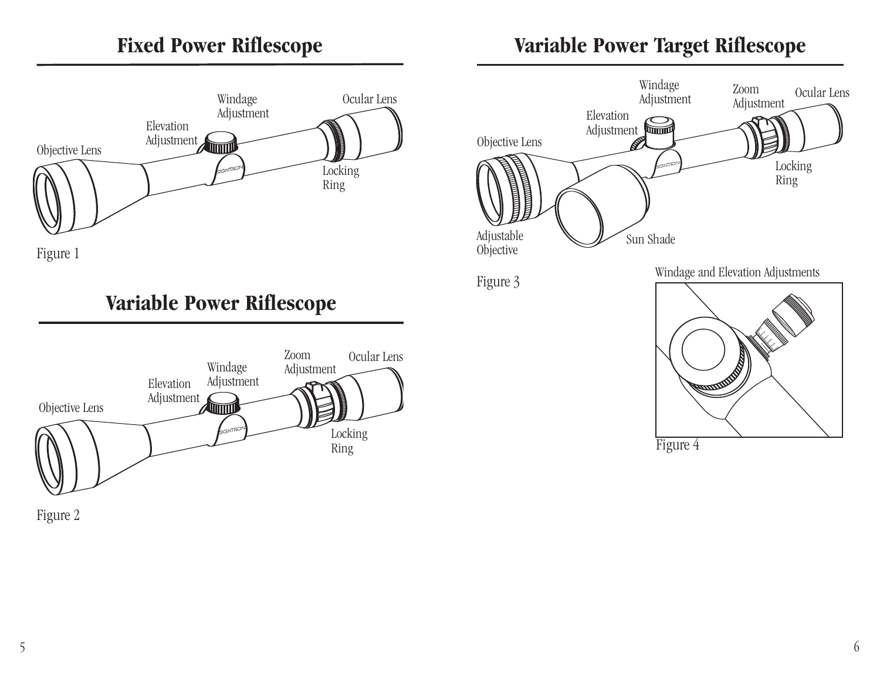## Fixed Power Riflescope

Objective Lens

Elevation Adjustment

Windage Adjustment

Ocular Lens

Locking Ring

Figure 1

## Variable Power Riflescope

Objective Lens

Elevation Adjustment

Windage Adjustment

Zoom Adjustment

Ocular Lens

Locking Ring

Figure 2

## Variable Power Target Riflescope

Objective Lens

Elevation Adjustment

Windage Adjustment

Zoom Adjustment

Ocular Lens

Locking Ring

Adjustable Objective

Sun Shade

Figure 3

Windage and Elevation Adjustments

Figure 4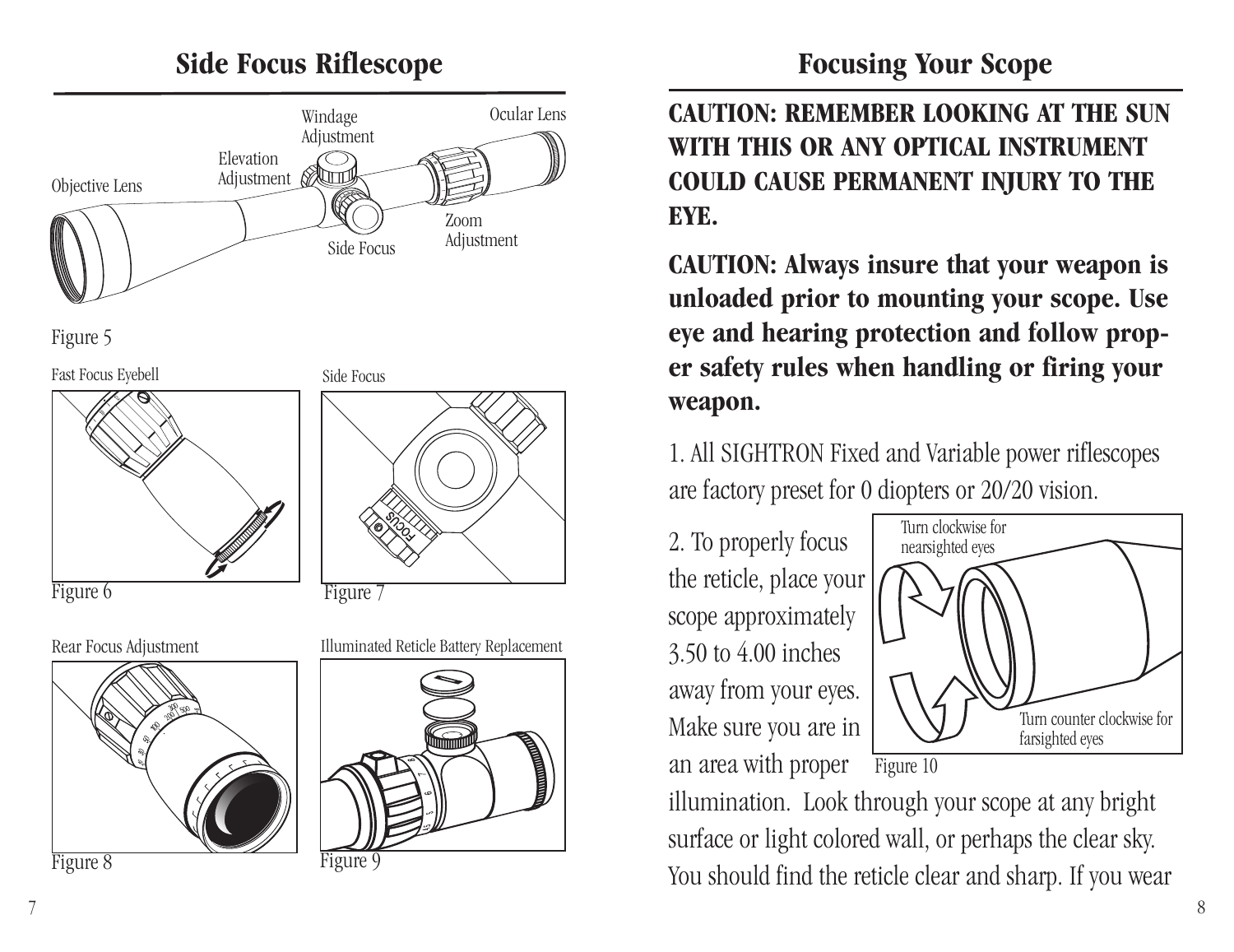## Side Focus Riflescope

Objective Lens

Elevation Adjustment

Windage Adjustment

Side Focus

Zoom Adjustment

Ocular Lens

Figure 5

Fast Focus Eyebell

Figure 6

Side Focus

Figure 7

Rear Focus Adjustment

Figure 8

Illuminated Reticle Battery Replacement

Figure 9

## Focusing Your Scope

**CAUTION: REMEMBER LOOKING AT THE SUN WITH THIS OR ANY OPTICAL INSTRUMENT COULD CAUSE PERMANENT INJURY TO THE EYE.**

**CAUTION: Always insure that your weapon is unloaded prior to mounting your scope. Use eye and hearing protection and follow proper safety rules when handling or firing your weapon.**

1. All SIGHTRON Fixed and Variable power riflescopes are factory preset for 0 diopters or 20/20 vision.

2. To properly focus the reticle, place your scope approximately 3.50 to 4.00 inches away from your eyes. Make sure you are in an area with proper illumination. Look through your scope at any bright surface or light colored wall, or perhaps the clear sky. You should find the reticle clear and sharp. If you wear

Turn clockwise for nearsighted eyes

Turn counter clockwise for farsighted eyes

Figure 10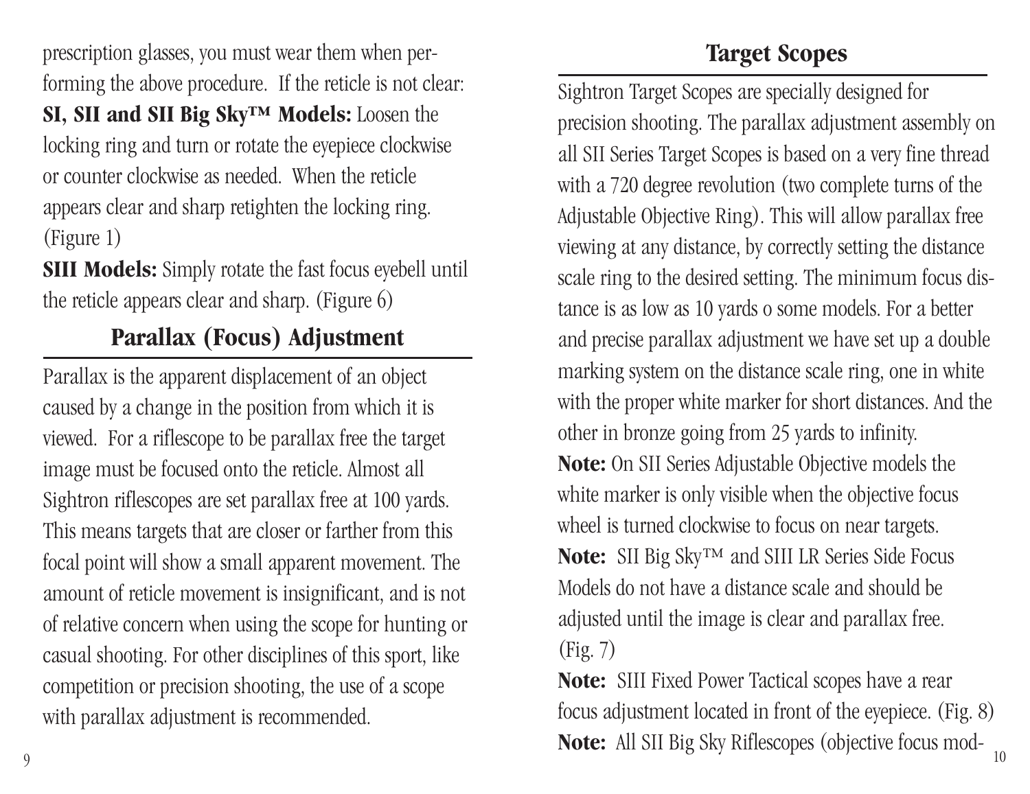prescription glasses, you must wear them when performing the above procedure. If the reticle is not clear:

**SI, SII and SII Big Sky™ Models:** Loosen the locking ring and turn or rotate the eyepiece clockwise or counter clockwise as needed. When the reticle appears clear and sharp retighten the locking ring. (Figure 1)

**SIII Models:** Simply rotate the fast focus eyebell until the reticle appears clear and sharp. (Figure 6)

## Parallax (Focus) Adjustment

Parallax is the apparent displacement of an object caused by a change in the position from which it is viewed. For a riflescope to be parallax free the target image must be focused onto the reticle. Almost all Sightron riflescopes are set parallax free at 100 yards. This means targets that are closer or farther from this focal point will show a small apparent movement. The amount of reticle movement is insignificant, and is not of relative concern when using the scope for hunting or casual shooting. For other disciplines of this sport, like competition or precision shooting, the use of a scope with parallax adjustment is recommended.

## Target Scopes

Sightron Target Scopes are specially designed for precision shooting. The parallax adjustment assembly on all SII Series Target Scopes is based on a very fine thread with a 720 degree revolution (two complete turns of the Adjustable Objective Ring). This will allow parallax free viewing at any distance, by correctly setting the distance scale ring to the desired setting. The minimum focus distance is as low as 10 yards o some models. For a better and precise parallax adjustment we have set up a double marking system on the distance scale ring, one in white with the proper white marker for short distances. And the other in bronze going from 25 yards to infinity.

**Note:** On SII Series Adjustable Objective models the white marker is only visible when the objective focus wheel is turned clockwise to focus on near targets.

**Note:** SII Big Sky™ and SIII LR Series Side Focus Models do not have a distance scale and should be adjusted until the image is clear and parallax free. (Fig. 7)

**Note:** SIII Fixed Power Tactical scopes have a rear focus adjustment located in front of the eyepiece. (Fig. 8)

**Note:** All SII Big Sky Riflescopes (objective focus mod-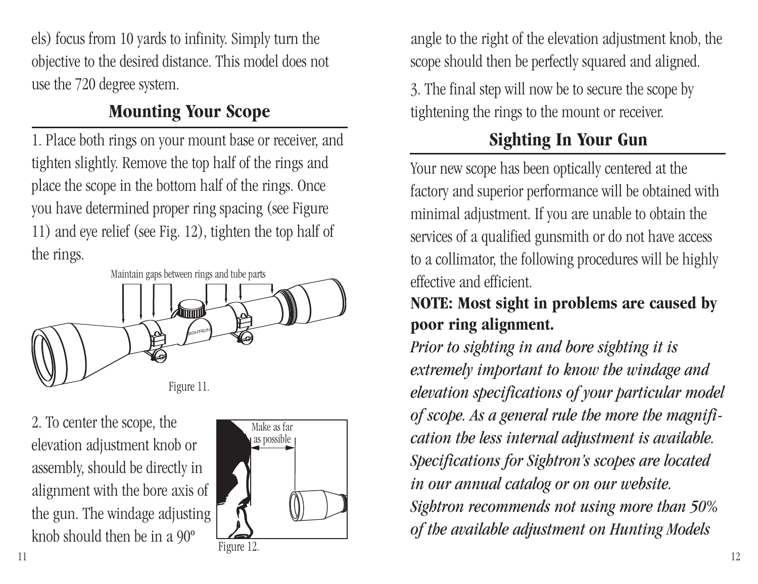els) focus from 10 yards to infinity. Simply turn the objective to the desired distance. This model does not use the 720 degree system.

## Mounting Your Scope

1. Place both rings on your mount base or receiver, and tighten slightly. Remove the top half of the rings and place the scope in the bottom half of the rings. Once you have determined proper ring spacing (see Figure 11) and eye relief (see Fig. 12), tighten the top half of the rings.

Maintain gaps between rings and tube parts

Figure 11.

2. To center the scope, the elevation adjustment knob or assembly, should be directly in alignment with the bore axis of the gun. The windage adjusting knob should then be in a 90º angle to the right of the elevation adjustment knob, the scope should then be perfectly squared and aligned.

Make as far as possible

Figure 12.

3. The final step will now be to secure the scope by tightening the rings to the mount or receiver.

## Sighting In Your Gun

Your new scope has been optically centered at the factory and superior performance will be obtained with minimal adjustment. If you are unable to obtain the services of a qualified gunsmith or do not have access to a collimator, the following procedures will be highly effective and efficient.

**NOTE: Most sight in problems are caused by poor ring alignment.**

***Prior to sighting in and bore sighting it is extremely important to know the windage and elevation specifications of your particular model of scope. As a general rule the more the magnification the less internal adjustment is available. Specifications for Sightron's scopes are located in our annual catalog or on our website. Sightron recommends not using more than 50% of the available adjustment on Hunting Models***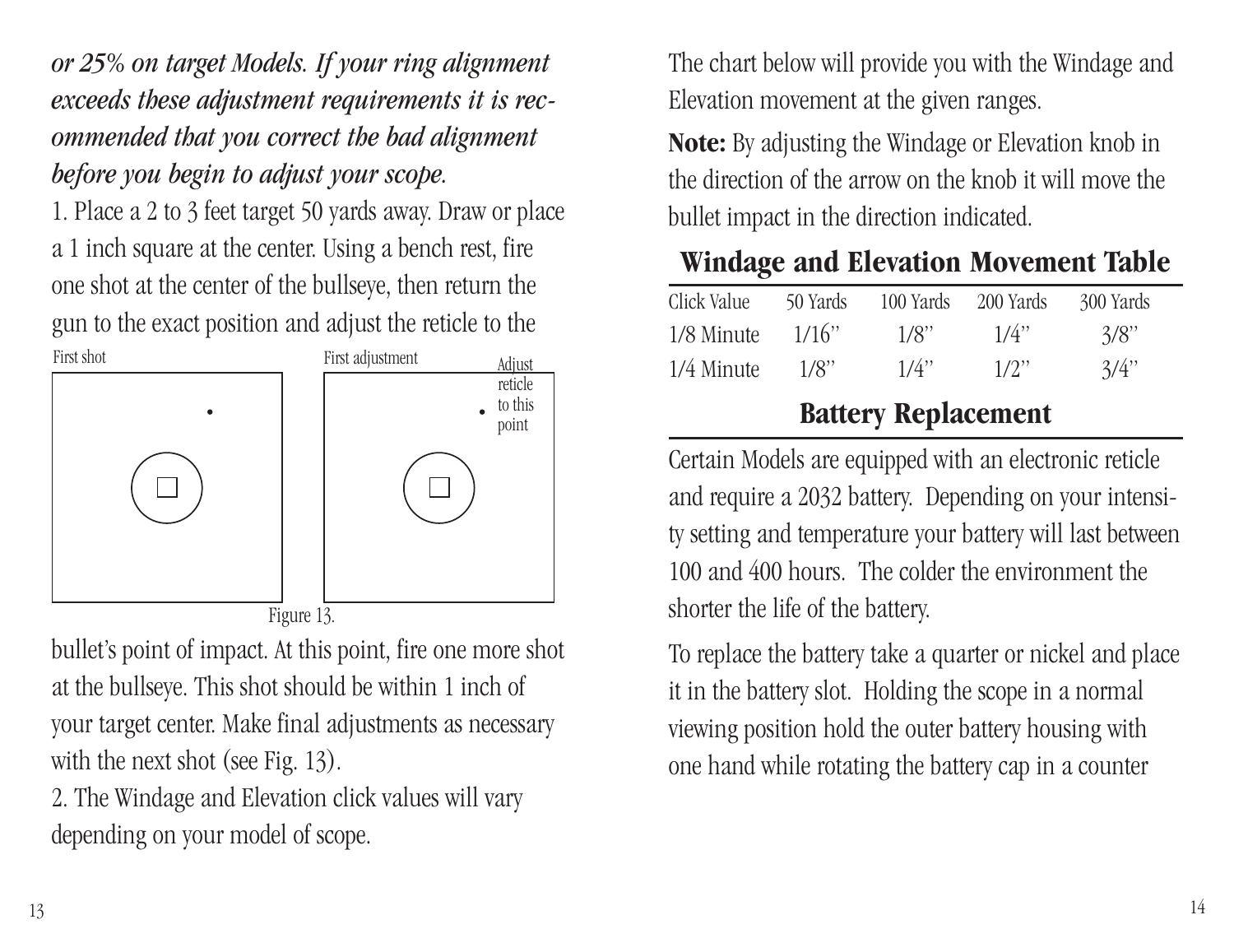*or 25% on target Models. If your ring alignment exceeds these adjustment requirements it is recommended that you correct the bad alignment before you begin to adjust your scope.*

1. Place a 2 to 3 feet target 50 yards away. Draw or place a 1 inch square at the center. Using a bench rest, fire one shot at the center of the bullseye, then return the gun to the exact position and adjust the reticle to the bullet's point of impact. At this point, fire one more shot at the bullseye. This shot should be within 1 inch of your target center. Make final adjustments as necessary with the next shot (see Fig. 13).

First shot — First adjustment — Adjust reticle to this point

Figure 13.

2. The Windage and Elevation click values will vary depending on your model of scope.

The chart below will provide you with the Windage and Elevation movement at the given ranges.

**Note:** By adjusting the Windage or Elevation knob in the direction of the arrow on the knob it will move the bullet impact in the direction indicated.

## Windage and Elevation Movement Table

| Click Value | 50 Yards | 100 Yards | 200 Yards | 300 Yards |
|---|---|---|---|---|
| 1/8 Minute | 1/16" | 1/8" | 1/4" | 3/8" |
| 1/4 Minute | 1/8" | 1/4" | 1/2" | 3/4" |

## Battery Replacement

Certain Models are equipped with an electronic reticle and require a 2032 battery. Depending on your intensity setting and temperature your battery will last between 100 and 400 hours. The colder the environment the shorter the life of the battery.

To replace the battery take a quarter or nickel and place it in the battery slot. Holding the scope in a normal viewing position hold the outer battery housing with one hand while rotating the battery cap in a counter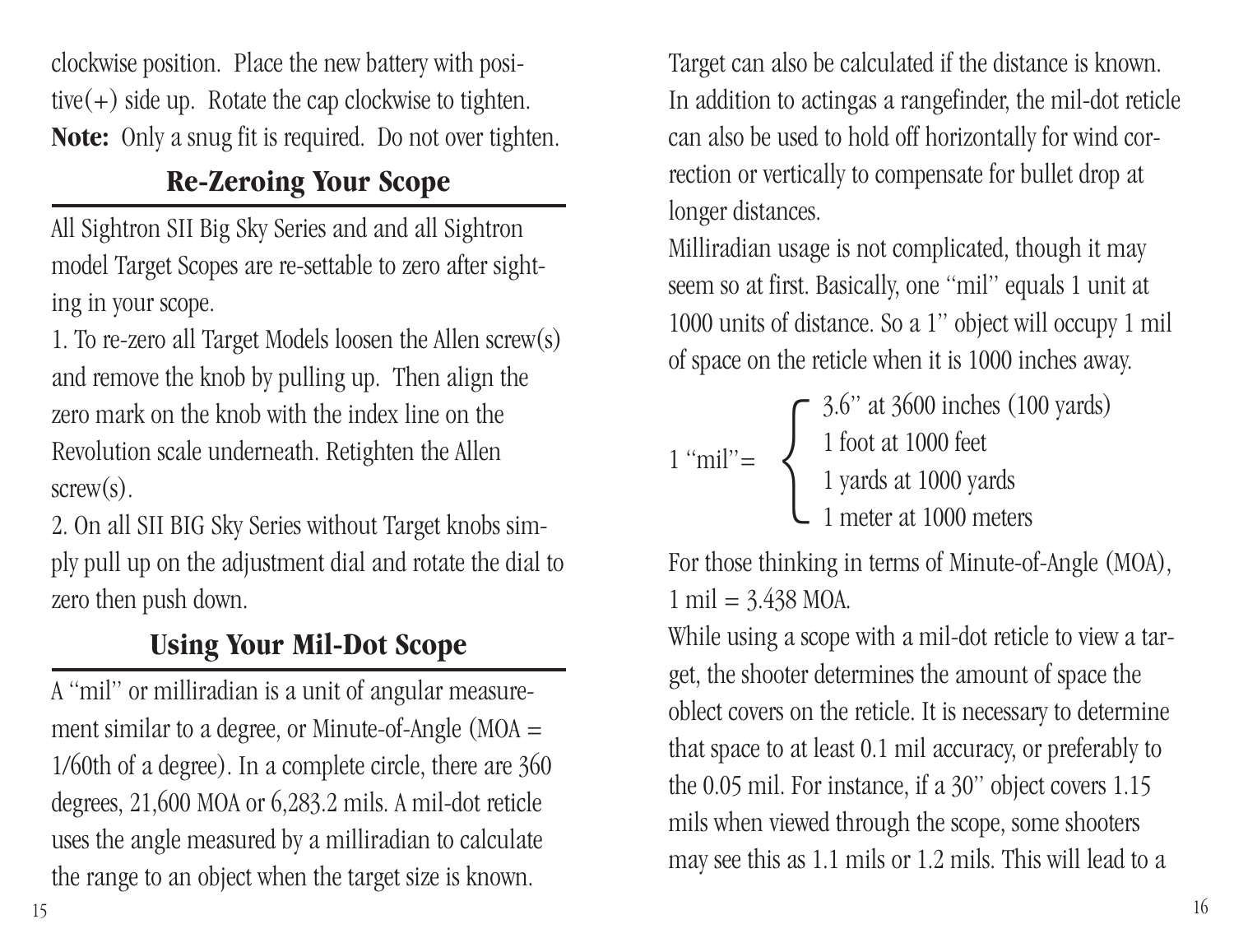clockwise position. Place the new battery with positive(+) side up. Rotate the cap clockwise to tighten. **Note:** Only a snug fit is required. Do not over tighten.

## Re-Zeroing Your Scope

All Sightron SII Big Sky Series and and all Sightron model Target Scopes are re-settable to zero after sighting in your scope.

1. To re-zero all Target Models loosen the Allen screw(s) and remove the knob by pulling up. Then align the zero mark on the knob with the index line on the Revolution scale underneath. Retighten the Allen screw(s).
2. On all SII BIG Sky Series without Target knobs simply pull up on the adjustment dial and rotate the dial to zero then push down.

## Using Your Mil-Dot Scope

A "mil" or milliradian is a unit of angular measurement similar to a degree, or Minute-of-Angle (MOA = 1/60th of a degree). In a complete circle, there are 360 degrees, 21,600 MOA or 6,283.2 mils. A mil-dot reticle uses the angle measured by a milliradian to calculate the range to an object when the target size is known. Target can also be calculated if the distance is known. In addition to actingas a rangefinder, the mil-dot reticle can also be used to hold off horizontally for wind correction or vertically to compensate for bullet drop at longer distances.

Milliradian usage is not complicated, though it may seem so at first. Basically, one "mil" equals 1 unit at 1000 units of distance. So a 1" object will occupy 1 mil of space on the reticle when it is 1000 inches away.

1 "mil" =
- 3.6" at 3600 inches (100 yards)
- 1 foot at 1000 feet
- 1 yards at 1000 yards
- 1 meter at 1000 meters

For those thinking in terms of Minute-of-Angle (MOA), 1 mil = 3.438 MOA.

While using a scope with a mil-dot reticle to view a target, the shooter determines the amount of space the oblect covers on the reticle. It is necessary to determine that space to at least 0.1 mil accuracy, or preferably to the 0.05 mil. For instance, if a 30" object covers 1.15 mils when viewed through the scope, some shooters may see this as 1.1 mils or 1.2 mils. This will lead to a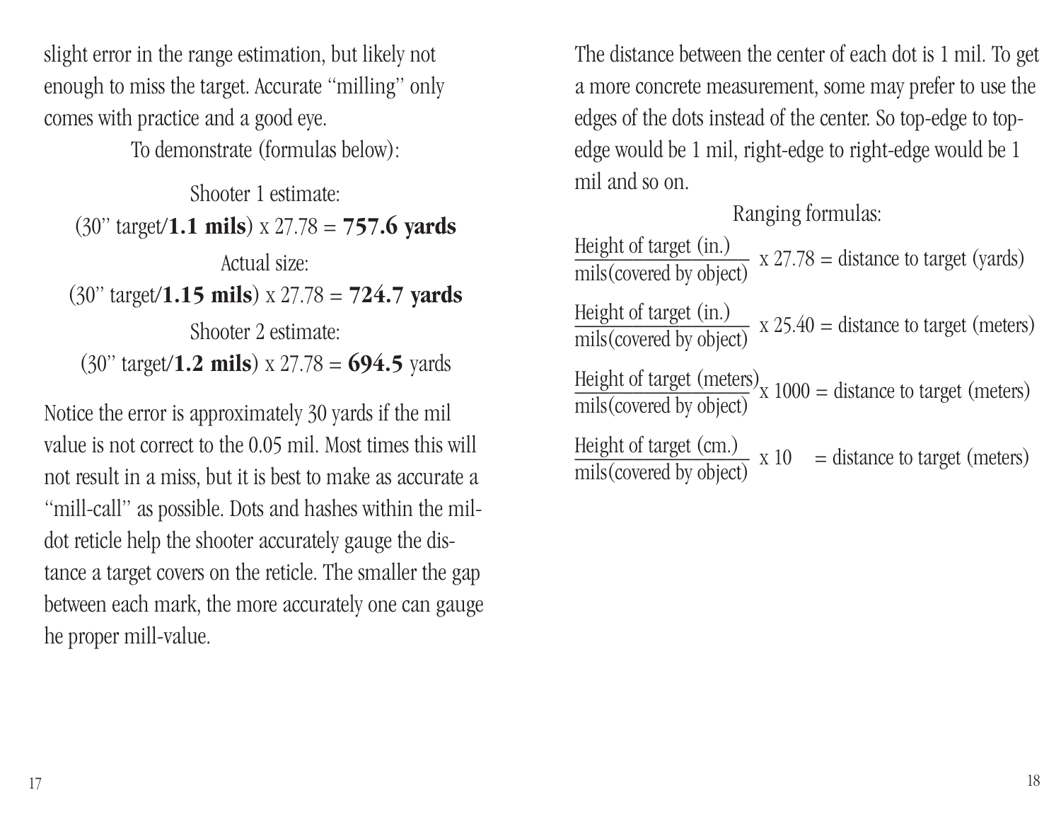slight error in the range estimation, but likely not enough to miss the target. Accurate "milling" only comes with practice and a good eye.

To demonstrate (formulas below):

Shooter 1 estimate:

(30" target/**1.1 mils**) x 27.78 = **757.6 yards**

Actual size:

(30" target/**1.15 mils**) x 27.78 = **724.7 yards**

Shooter 2 estimate:

(30" target/**1.2 mils**) x 27.78 = **694.5** yards

Notice the error is approximately 30 yards if the mil value is not correct to the 0.05 mil. Most times this will not result in a miss, but it is best to make as accurate a "mill-call" as possible. Dots and hashes within the mil-dot reticle help the shooter accurately gauge the distance a target covers on the reticle. The smaller the gap between each mark, the more accurately one can gauge he proper mill-value.

The distance between the center of each dot is 1 mil. To get a more concrete measurement, some may prefer to use the edges of the dots instead of the center. So top-edge to top-edge would be 1 mil, right-edge to right-edge would be 1 mil and so on.

Ranging formulas:

$$\frac{\text{Height of target (in.)}}{\text{mils (covered by object)}} \times 27.78 = \text{distance to target (yards)}$$

$$\frac{\text{Height of target (in.)}}{\text{mils (covered by object)}} \times 25.40 = \text{distance to target (meters)}$$

$$\frac{\text{Height of target (meters)}}{\text{mils (covered by object)}} \times 1000 = \text{distance to target (meters)}$$

$$\frac{\text{Height of target (cm.)}}{\text{mils (covered by object)}} \times 10 = \text{distance to target (meters)}$$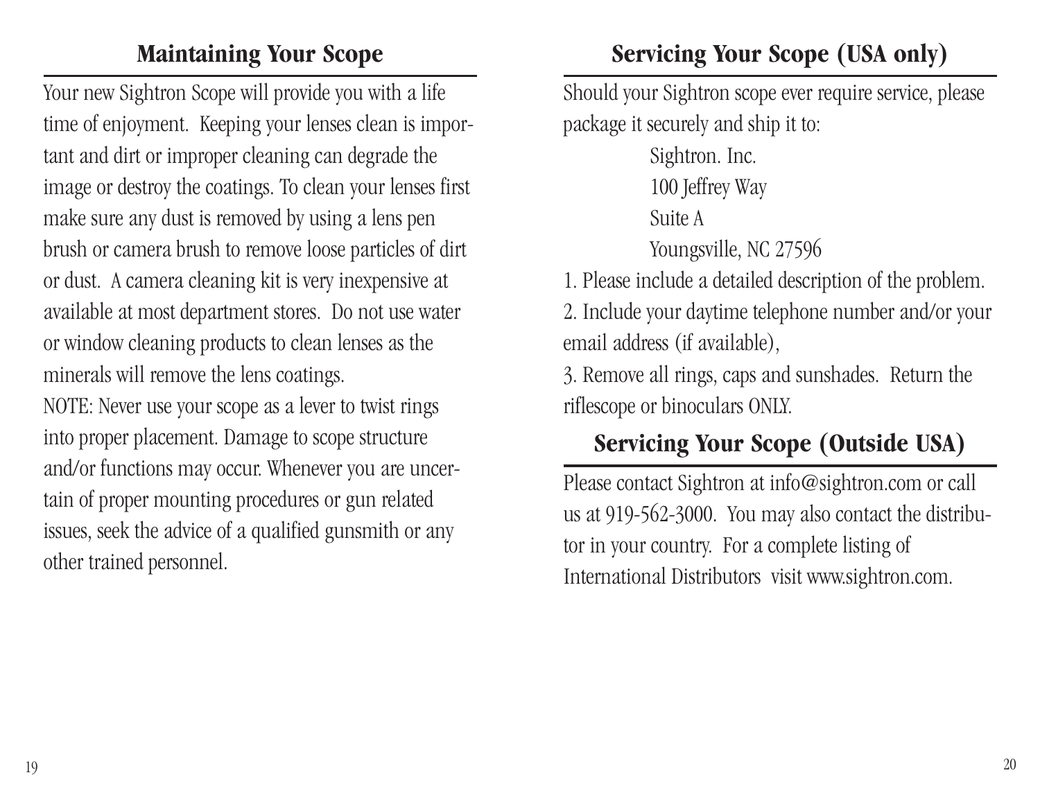## Maintaining Your Scope

Your new Sightron Scope will provide you with a life time of enjoyment. Keeping your lenses clean is important and dirt or improper cleaning can degrade the image or destroy the coatings. To clean your lenses first make sure any dust is removed by using a lens pen brush or camera brush to remove loose particles of dirt or dust. A camera cleaning kit is very inexpensive at available at most department stores. Do not use water or window cleaning products to clean lenses as the minerals will remove the lens coatings.

NOTE: Never use your scope as a lever to twist rings into proper placement. Damage to scope structure and/or functions may occur. Whenever you are uncertain of proper mounting procedures or gun related issues, seek the advice of a qualified gunsmith or any other trained personnel.

## Servicing Your Scope (USA only)

Should your Sightron scope ever require service, please package it securely and ship it to:

Sightron. Inc.
100 Jeffrey Way
Suite A
Youngsville, NC 27596

1. Please include a detailed description of the problem.
2. Include your daytime telephone number and/or your email address (if available),
3. Remove all rings, caps and sunshades. Return the riflescope or binoculars ONLY.

## Servicing Your Scope (Outside USA)

Please contact Sightron at info@sightron.com or call us at 919-562-3000. You may also contact the distributor in your country. For a complete listing of International Distributors visit www.sightron.com.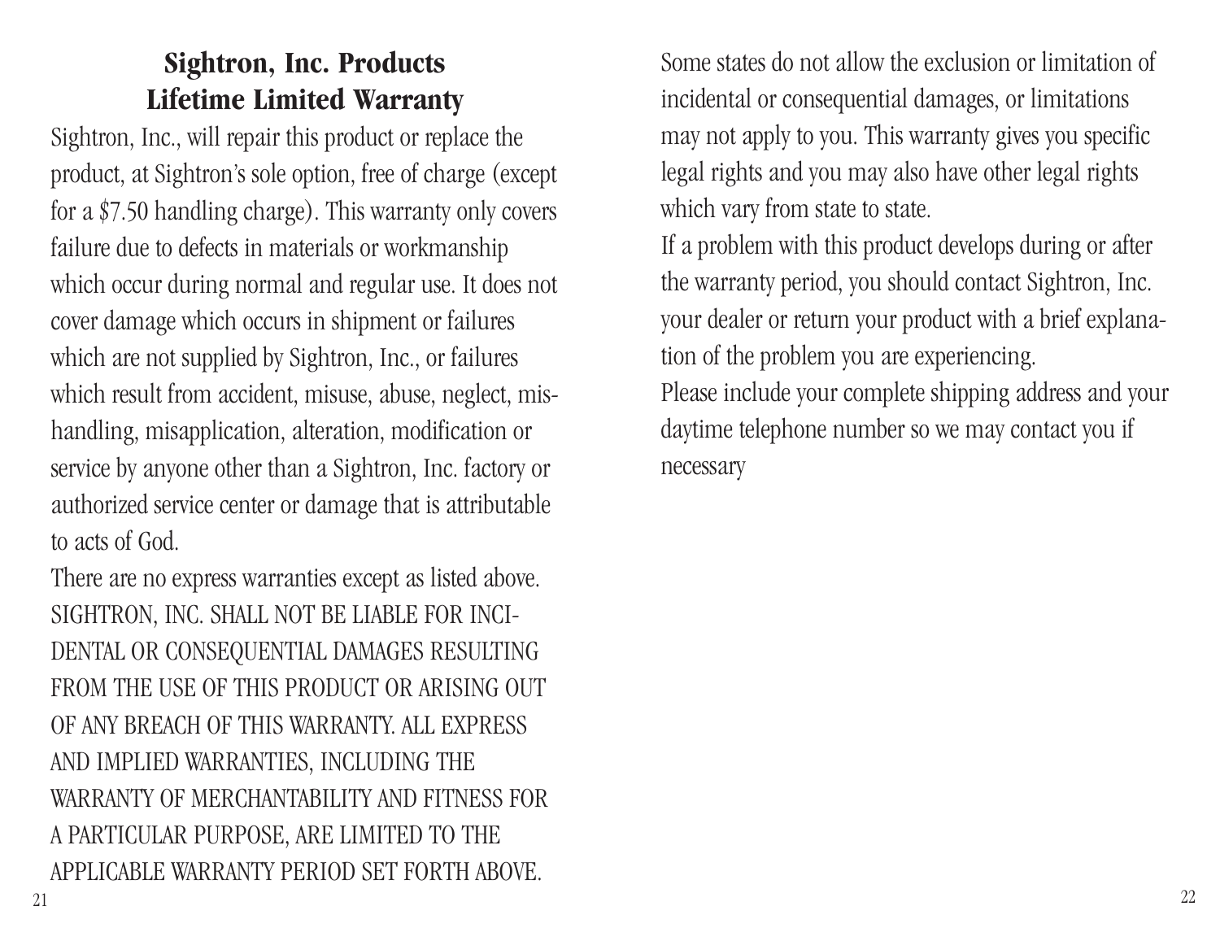## Sightron, Inc. Products Lifetime Limited Warranty

Sightron, Inc., will repair this product or replace the product, at Sightron's sole option, free of charge (except for a $7.50 handling charge). This warranty only covers failure due to defects in materials or workmanship which occur during normal and regular use. It does not cover damage which occurs in shipment or failures which are not supplied by Sightron, Inc., or failures which result from accident, misuse, abuse, neglect, mishandling, misapplication, alteration, modification or service by anyone other than a Sightron, Inc. factory or authorized service center or damage that is attributable to acts of God.

There are no express warranties except as listed above. SIGHTRON, INC. SHALL NOT BE LIABLE FOR INCIDENTAL OR CONSEQUENTIAL DAMAGES RESULTING FROM THE USE OF THIS PRODUCT OR ARISING OUT OF ANY BREACH OF THIS WARRANTY. ALL EXPRESS AND IMPLIED WARRANTIES, INCLUDING THE WARRANTY OF MERCHANTABILITY AND FITNESS FOR A PARTICULAR PURPOSE, ARE LIMITED TO THE APPLICABLE WARRANTY PERIOD SET FORTH ABOVE.

Some states do not allow the exclusion or limitation of incidental or consequential damages, or limitations may not apply to you. This warranty gives you specific legal rights and you may also have other legal rights which vary from state to state.

If a problem with this product develops during or after the warranty period, you should contact Sightron, Inc. your dealer or return your product with a brief explanation of the problem you are experiencing.

Please include your complete shipping address and your daytime telephone number so we may contact you if necessary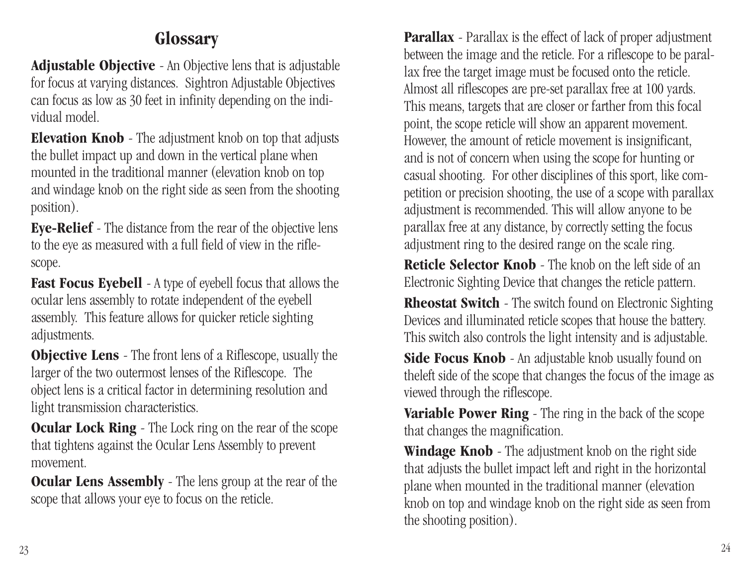## Glossary

**Adjustable Objective** - An Objective lens that is adjustable for focus at varying distances. Sightron Adjustable Objectives can focus as low as 30 feet in infinity depending on the individual model.

**Elevation Knob** - The adjustment knob on top that adjusts the bullet impact up and down in the vertical plane when mounted in the traditional manner (elevation knob on top and windage knob on the right side as seen from the shooting position).

**Eye-Relief** - The distance from the rear of the objective lens to the eye as measured with a full field of view in the riflescope.

**Fast Focus Eyebell** - A type of eyebell focus that allows the ocular lens assembly to rotate independent of the eyebell assembly. This feature allows for quicker reticle sighting adjustments.

**Objective Lens** - The front lens of a Riflescope, usually the larger of the two outermost lenses of the Riflescope. The object lens is a critical factor in determining resolution and light transmission characteristics.

**Ocular Lock Ring** - The Lock ring on the rear of the scope that tightens against the Ocular Lens Assembly to prevent movement.

**Ocular Lens Assembly** - The lens group at the rear of the scope that allows your eye to focus on the reticle.

**Parallax** - Parallax is the effect of lack of proper adjustment between the image and the reticle. For a riflescope to be parallax free the target image must be focused onto the reticle. Almost all riflescopes are pre-set parallax free at 100 yards. This means, targets that are closer or farther from this focal point, the scope reticle will show an apparent movement. However, the amount of reticle movement is insignificant, and is not of concern when using the scope for hunting or casual shooting. For other disciplines of this sport, like competition or precision shooting, the use of a scope with parallax adjustment is recommended. This will allow anyone to be parallax free at any distance, by correctly setting the focus adjustment ring to the desired range on the scale ring.

**Reticle Selector Knob** - The knob on the left side of an Electronic Sighting Device that changes the reticle pattern.

**Rheostat Switch** - The switch found on Electronic Sighting Devices and illuminated reticle scopes that house the battery. This switch also controls the light intensity and is adjustable.

**Side Focus Knob** - An adjustable knob usually found on theleft side of the scope that changes the focus of the image as viewed through the riflescope.

**Variable Power Ring** - The ring in the back of the scope that changes the magnification.

**Windage Knob** - The adjustment knob on the right side that adjusts the bullet impact left and right in the horizontal plane when mounted in the traditional manner (elevation knob on top and windage knob on the right side as seen from the shooting position).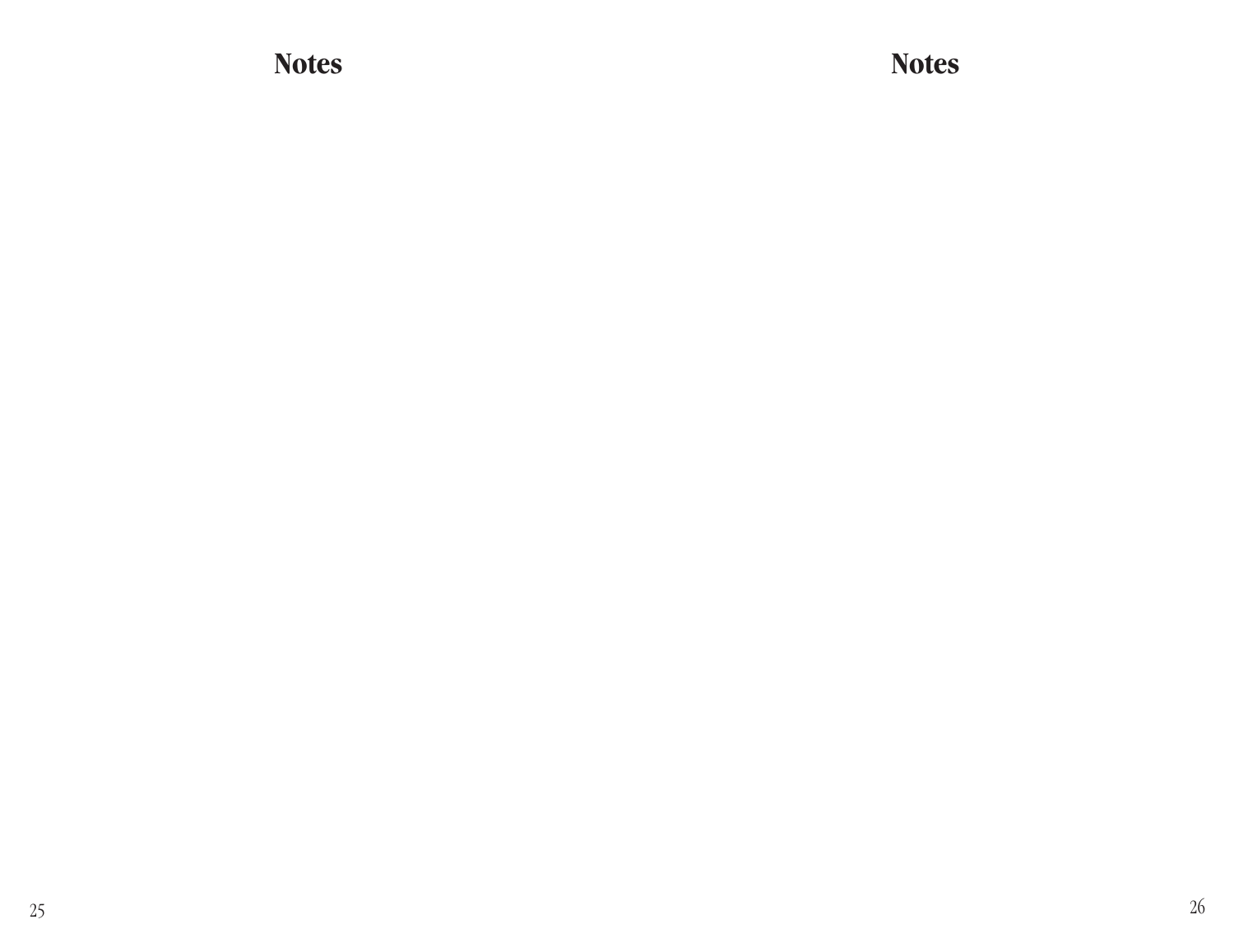## Notes

## Notes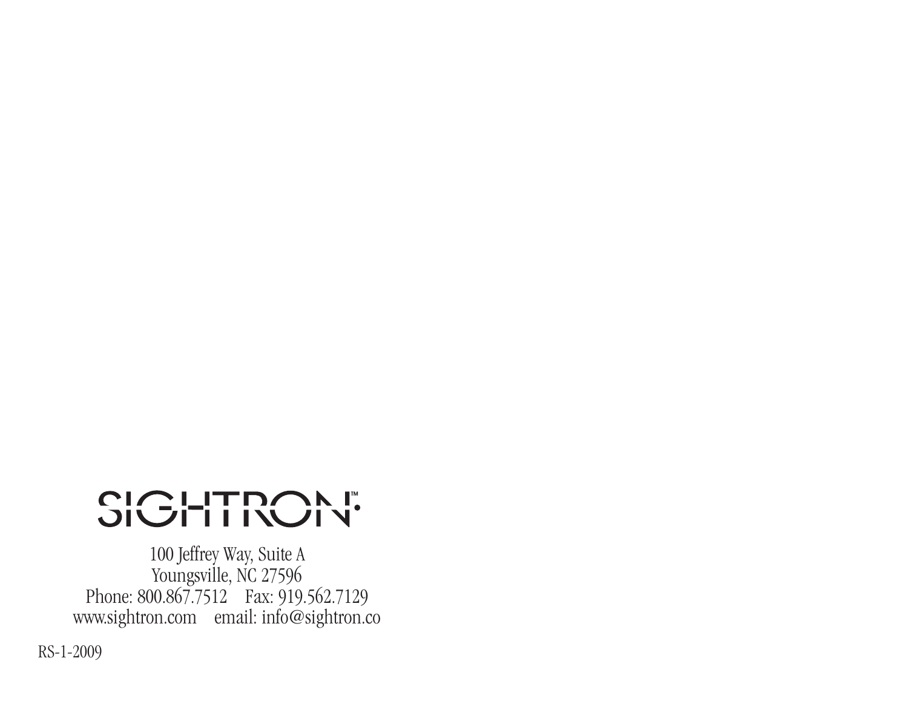SIGHTRON™

100 Jeffrey Way, Suite A
Youngsville, NC 27596
Phone: 800.867.7512 Fax: 919.562.7129
www.sightron.com email: info@sightron.co

RS-1-2009